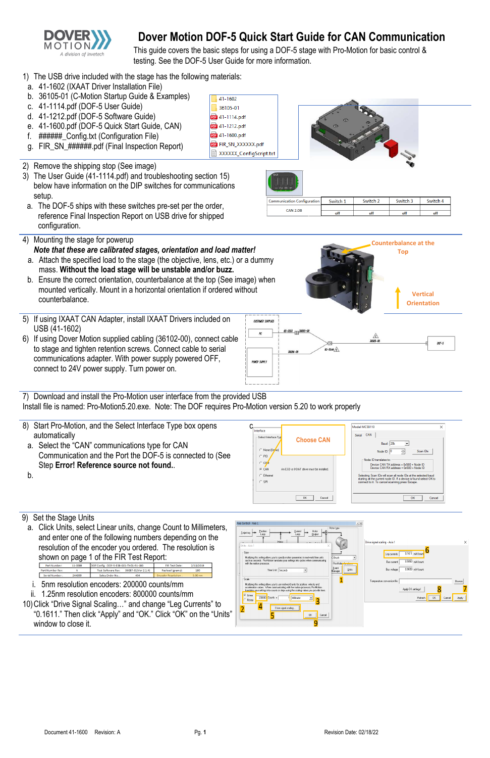# Dover Motion DOF-5 Quick Start Guide for CAN Communication

This guide covers the basic steps for using a DOF-5 stage with Pro-Motion for basic control & testing. See the DOF-5 User Guide for more information.

1) The USB drive included with the stage has the following materials:
   a. 41-1602 (IXAAT Driver Installation File)
   b. 36105-01 (C-Motion Startup Guide & Examples)
   c. 41-1114.pdf (DOF-5 User Guide)
   d. 41-1212.pdf (DOF-5 Software Guide)
   e. 41-1600.pdf (DOF-5 Quick Start Guide, CAN)
   f. ######_Config.txt (Configuration File)
   g. FIR_SN_######.pdf (Final Inspection Report)

2) Remove the shipping stop (See image)
3) The User Guide (41-1114.pdf) and troubleshooting section 15) below have information on the DIP switches for communications setup.
   a. The DOF-5 ships with these switches pre-set per the order, reference Final Inspection Report on USB drive for shipped configuration.

| Communication Configuration | Switch 1 | Switch 2 | Switch 3 | Switch 4 |
|---|---|---|---|---|
| CAN 2.0B | off | off | off | off |

4) Mounting the stage for powerup
   ***Note that these are calibrated stages, orientation and load matter!***
   a. Attach the specified load to the stage (the objective, lens, etc.) or a dummy mass. **Without the load stage will be unstable and/or buzz.**
   b. Ensure the correct orientation, counterbalance at the top (See image) when mounted vertically. Mount in a horizontal orientation if ordered without counterbalance.

5) If using IXAAT CAN Adapter, install IXAAT Drivers included on USB (41-1602)
6) If using Dover Motion supplied cabling (36102-00), connect cable to stage and tighten retention screws. Connect cable to serial communications adapter. With power supply powered OFF, connect to 24V power supply. Turn power on.

7) Download and install the Pro-Motion user interface from the provided USB
Install file is named: Pro-Motion5.20.exe. Note: The DOF requires Pro-Motion version 5.20 to work properly

8) Start Pro-Motion, and the Select Interface Type box opens automatically
   a. Select the "CAN" communications type for CAN Communication and the Port the DOF-5 is connected to (See Step **Error! Reference source not found.**.
   b.

9) Set the Stage Units
   a. Click Units, select Linear units, change Count to Millimeters, and enter one of the following numbers depending on the resolution of the encoder you ordered. The resolution is shown on page 1 of the FIR Test Report:

| Part Number: | 11-0088 | DOF Config: | DOF-5-438-S01-TH01-R1-180 | FIR Test Date: | 2/13/2018 |
|---|---|---|---|---|---|
| Part Number Rev: | A | Test Software Rev: | 36087-01(Ver 2.1.4) | Payload (grams): | 180 |
| Serial Number: | 244095 | Sales Order No.: | 434 | Encoder Resolution: | 5.00 nm |

   i. 5nm resolution encoders: 200000 counts/mm
   ii. 1.25nm resolution encoders: 800000 counts/mm

10) Click "Drive Signal Scaling…" and change "Leg Currents" to "0.1611." Then click "Apply" and "OK." Click "OK" on the "Units" window to close it.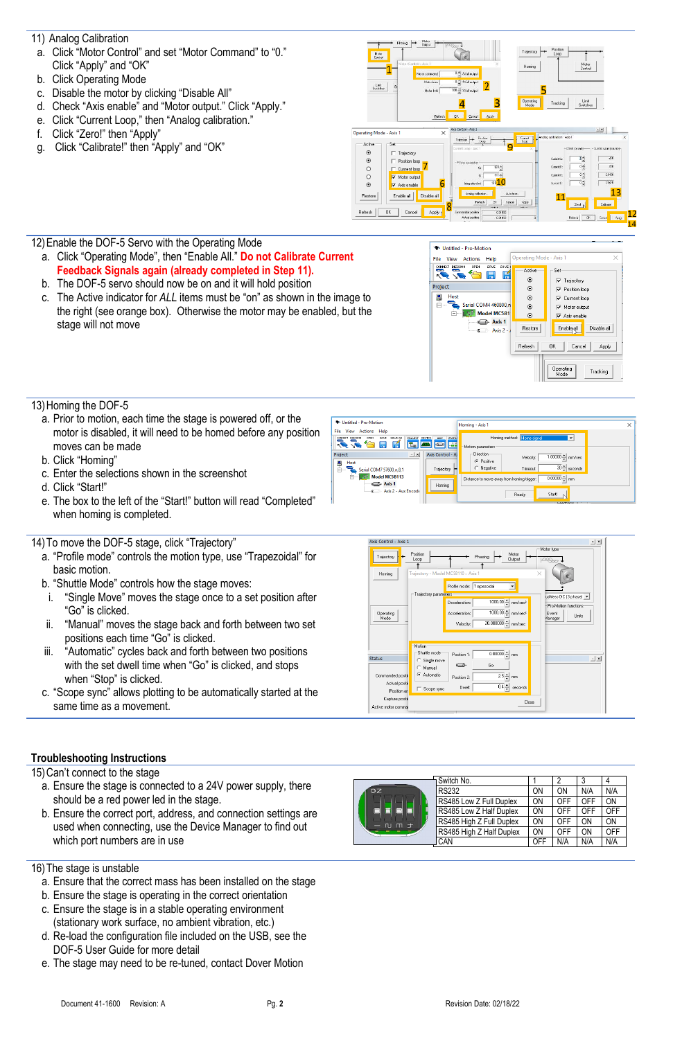11) Analog Calibration

a. Click "Motor Control" and set "Motor Command" to "0." Click "Apply" and "OK"
b. Click Operating Mode
c. Disable the motor by clicking "Disable All"
d. Check "Axis enable" and "Motor output." Click "Apply."
e. Click "Current Loop," then "Analog calibration."
f. Click "Zero!" then "Apply"
g. Click "Calibrate!" then "Apply" and "OK"

12) Enable the DOF-5 Servo with the Operating Mode

a. Click "Operating Mode", then "Enable All." **Do not Calibrate Current Feedback Signals again (already completed in Step 11).**
b. The DOF-5 servo should now be on and it will hold position
c. The Active indicator for *ALL* items must be "on" as shown in the image to the right (see orange box). Otherwise the motor may be enabled, but the stage will not move

13) Homing the DOF-5

a. Prior to motion, each time the stage is powered off, or the motor is disabled, it will need to be homed before any position moves can be made
b. Click "Homing"
c. Enter the selections shown in the screenshot
d. Click "Start!"
e. The box to the left of the "Start!" button will read "Completed" when homing is completed.

14) To move the DOF-5 stage, click "Trajectory"

a. "Profile mode" controls the motion type, use "Trapezoidal" for basic motion.
b. "Shuttle Mode" controls how the stage moves:
   i. "Single Move" moves the stage once to a set position after "Go" is clicked.
   ii. "Manual" moves the stage back and forth between two set positions each time "Go" is clicked.
   iii. "Automatic" cycles back and forth between two positions with the set dwell time when "Go" is clicked, and stops when "Stop" is clicked.
c. "Scope sync" allows plotting to be automatically started at the same time as a movement.

## Troubleshooting Instructions

15) Can't connect to the stage

a. Ensure the stage is connected to a 24V power supply, there should be a red power led in the stage.
b. Ensure the correct port, address, and connection settings are used when connecting, use the Device Manager to find out which port numbers are in use

| Switch No. | 1 | 2 | 3 | 4 |
|---|---|---|---|---|
| RS232 | ON | ON | N/A | N/A |
| RS485 Low Z Full Duplex | ON | OFF | OFF | ON |
| RS485 Low Z Half Duplex | ON | OFF | OFF | OFF |
| RS485 High Z Full Duplex | ON | OFF | ON | ON |
| RS485 High Z Half Duplex | ON | OFF | ON | OFF |
| CAN | OFF | N/A | N/A | N/A |

16) The stage is unstable

a. Ensure that the correct mass has been installed on the stage
b. Ensure the stage is operating in the correct orientation
c. Ensure the stage is in a stable operating environment (stationary work surface, no ambient vibration, etc.)
d. Re-load the configuration file included on the USB, see the DOF-5 User Guide for more detail
e. The stage may need to be re-tuned, contact Dover Motion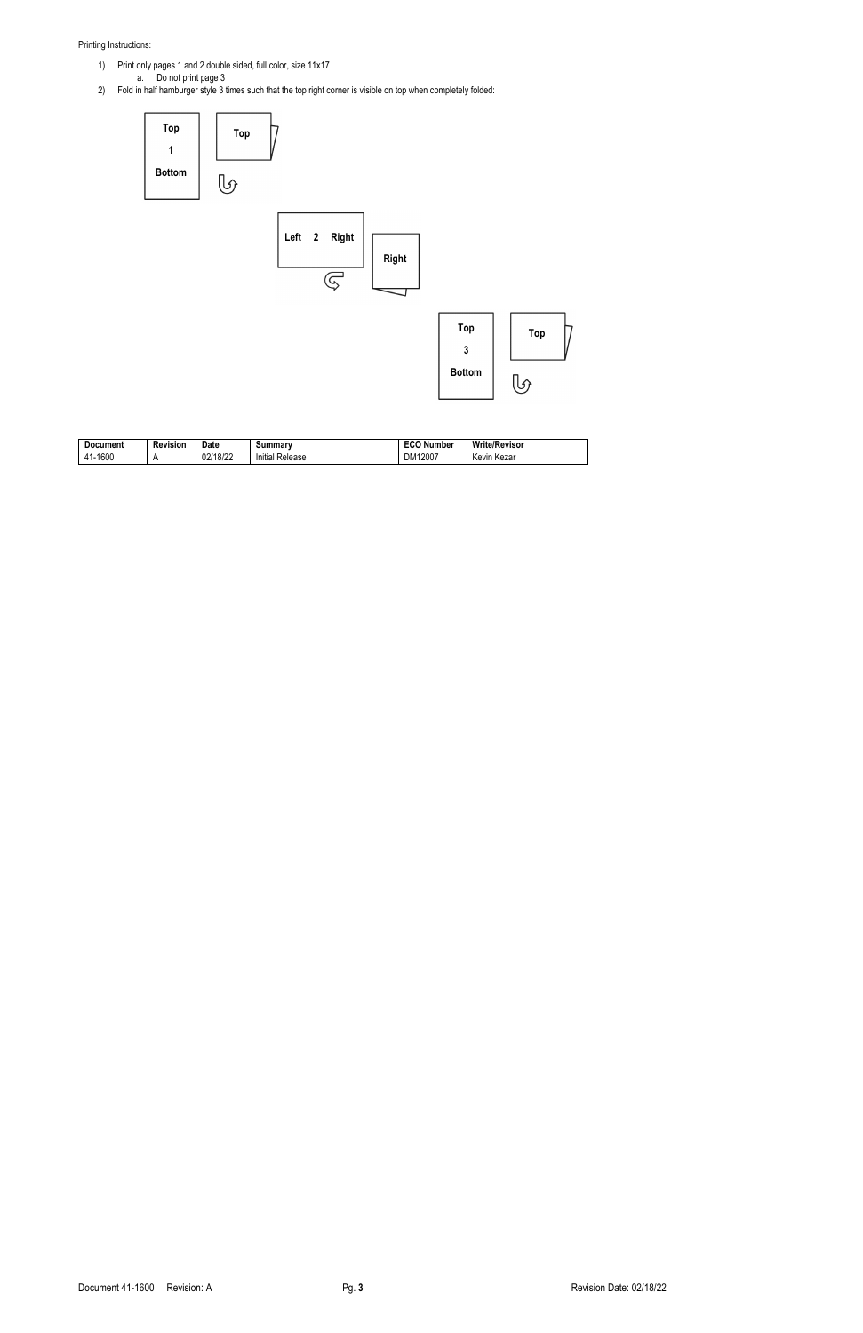Printing Instructions:

1) Print only pages 1 and 2 double sided, full color, size 11x17
   a. Do not print page 3
2) Fold in half hamburger style 3 times such that the top right corner is visible on top when completely folded:

Top
1
Bottom

Top

Left 2 Right

Right

Top
3
Bottom

Top

| Document | Revision | Date | Summary | ECO Number | Write/Revisor |
|---|---|---|---|---|---|
| 41-1600 | A | 02/18/22 | Initial Release | DM12007 | Kevin Kezar |